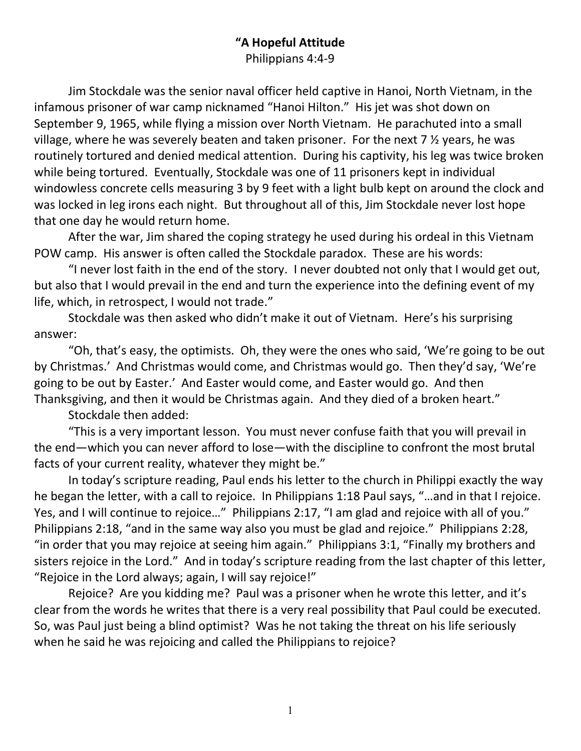**"A Hopeful Attitude**

Philippians 4:4-9

Jim Stockdale was the senior naval officer held captive in Hanoi, North Vietnam, in the infamous prisoner of war camp nicknamed "Hanoi Hilton." His jet was shot down on September 9, 1965, while flying a mission over North Vietnam. He parachuted into a small village, where he was severely beaten and taken prisoner. For the next 7 ½ years, he was routinely tortured and denied medical attention. During his captivity, his leg was twice broken while being tortured. Eventually, Stockdale was one of 11 prisoners kept in individual windowless concrete cells measuring 3 by 9 feet with a light bulb kept on around the clock and was locked in leg irons each night. But throughout all of this, Jim Stockdale never lost hope that one day he would return home.

After the war, Jim shared the coping strategy he used during his ordeal in this Vietnam POW camp. His answer is often called the Stockdale paradox. These are his words:

"I never lost faith in the end of the story. I never doubted not only that I would get out, but also that I would prevail in the end and turn the experience into the defining event of my life, which, in retrospect, I would not trade."

Stockdale was then asked who didn't make it out of Vietnam. Here's his surprising answer:

"Oh, that's easy, the optimists. Oh, they were the ones who said, 'We're going to be out by Christmas.' And Christmas would come, and Christmas would go. Then they'd say, 'We're going to be out by Easter.' And Easter would come, and Easter would go. And then Thanksgiving, and then it would be Christmas again. And they died of a broken heart."

Stockdale then added:

"This is a very important lesson. You must never confuse faith that you will prevail in the end—which you can never afford to lose—with the discipline to confront the most brutal facts of your current reality, whatever they might be."

In today's scripture reading, Paul ends his letter to the church in Philippi exactly the way he began the letter, with a call to rejoice. In Philippians 1:18 Paul says, "…and in that I rejoice. Yes, and I will continue to rejoice…" Philippians 2:17, "I am glad and rejoice with all of you." Philippians 2:18, "and in the same way also you must be glad and rejoice." Philippians 2:28, "in order that you may rejoice at seeing him again." Philippians 3:1, "Finally my brothers and sisters rejoice in the Lord." And in today's scripture reading from the last chapter of this letter, "Rejoice in the Lord always; again, I will say rejoice!"

Rejoice? Are you kidding me? Paul was a prisoner when he wrote this letter, and it's clear from the words he writes that there is a very real possibility that Paul could be executed. So, was Paul just being a blind optimist? Was he not taking the threat on his life seriously when he said he was rejoicing and called the Philippians to rejoice?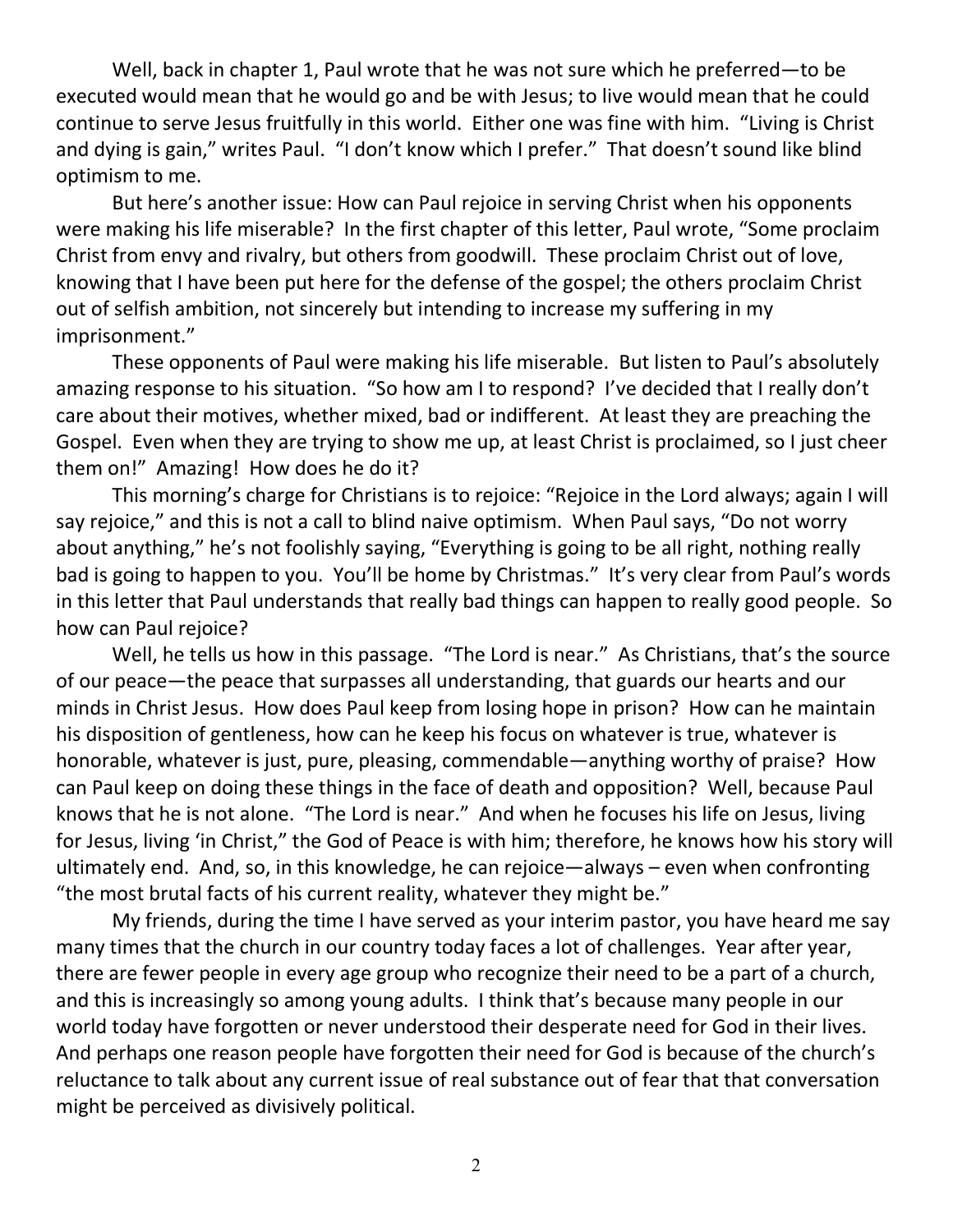Well, back in chapter 1, Paul wrote that he was not sure which he preferred—to be executed would mean that he would go and be with Jesus; to live would mean that he could continue to serve Jesus fruitfully in this world. Either one was fine with him. "Living is Christ and dying is gain," writes Paul. "I don't know which I prefer." That doesn't sound like blind optimism to me.

But here's another issue: How can Paul rejoice in serving Christ when his opponents were making his life miserable? In the first chapter of this letter, Paul wrote, "Some proclaim Christ from envy and rivalry, but others from goodwill. These proclaim Christ out of love, knowing that I have been put here for the defense of the gospel; the others proclaim Christ out of selfish ambition, not sincerely but intending to increase my suffering in my imprisonment."

These opponents of Paul were making his life miserable. But listen to Paul's absolutely amazing response to his situation. "So how am I to respond? I've decided that I really don't care about their motives, whether mixed, bad or indifferent. At least they are preaching the Gospel. Even when they are trying to show me up, at least Christ is proclaimed, so I just cheer them on!" Amazing! How does he do it?

This morning's charge for Christians is to rejoice: "Rejoice in the Lord always; again I will say rejoice," and this is not a call to blind naive optimism. When Paul says, "Do not worry about anything," he's not foolishly saying, "Everything is going to be all right, nothing really bad is going to happen to you. You'll be home by Christmas." It's very clear from Paul's words in this letter that Paul understands that really bad things can happen to really good people. So how can Paul rejoice?

Well, he tells us how in this passage. "The Lord is near." As Christians, that's the source of our peace—the peace that surpasses all understanding, that guards our hearts and our minds in Christ Jesus. How does Paul keep from losing hope in prison? How can he maintain his disposition of gentleness, how can he keep his focus on whatever is true, whatever is honorable, whatever is just, pure, pleasing, commendable—anything worthy of praise? How can Paul keep on doing these things in the face of death and opposition? Well, because Paul knows that he is not alone. "The Lord is near." And when he focuses his life on Jesus, living for Jesus, living 'in Christ," the God of Peace is with him; therefore, he knows how his story will ultimately end. And, so, in this knowledge, he can rejoice—always – even when confronting "the most brutal facts of his current reality, whatever they might be."

My friends, during the time I have served as your interim pastor, you have heard me say many times that the church in our country today faces a lot of challenges. Year after year, there are fewer people in every age group who recognize their need to be a part of a church, and this is increasingly so among young adults. I think that's because many people in our world today have forgotten or never understood their desperate need for God in their lives. And perhaps one reason people have forgotten their need for God is because of the church's reluctance to talk about any current issue of real substance out of fear that that conversation might be perceived as divisively political.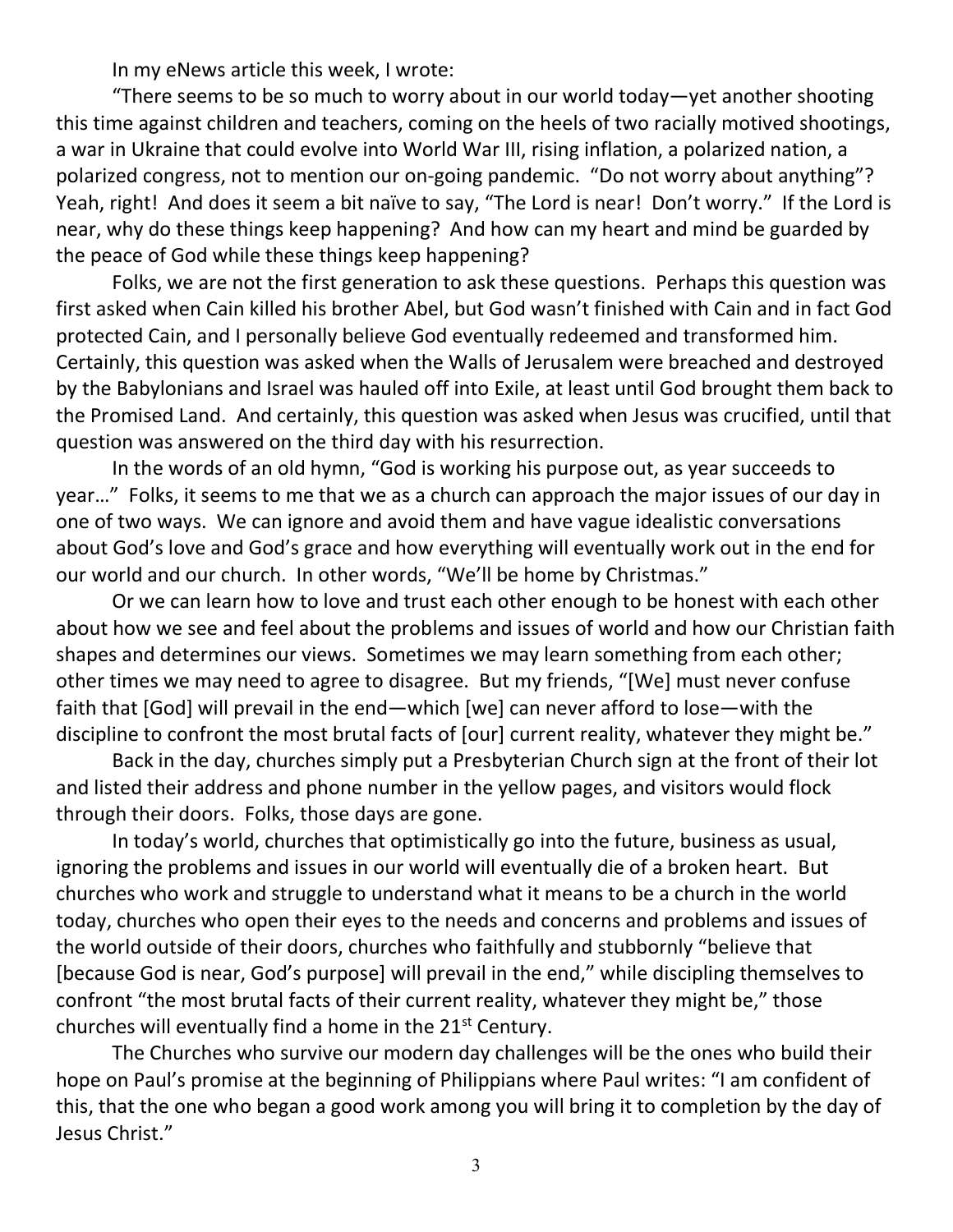In my eNews article this week, I wrote:

"There seems to be so much to worry about in our world today—yet another shooting this time against children and teachers, coming on the heels of two racially motived shootings, a war in Ukraine that could evolve into World War III, rising inflation, a polarized nation, a polarized congress, not to mention our on-going pandemic. "Do not worry about anything"? Yeah, right! And does it seem a bit naïve to say, "The Lord is near! Don't worry." If the Lord is near, why do these things keep happening? And how can my heart and mind be guarded by the peace of God while these things keep happening?

Folks, we are not the first generation to ask these questions. Perhaps this question was first asked when Cain killed his brother Abel, but God wasn't finished with Cain and in fact God protected Cain, and I personally believe God eventually redeemed and transformed him. Certainly, this question was asked when the Walls of Jerusalem were breached and destroyed by the Babylonians and Israel was hauled off into Exile, at least until God brought them back to the Promised Land. And certainly, this question was asked when Jesus was crucified, until that question was answered on the third day with his resurrection.

In the words of an old hymn, "God is working his purpose out, as year succeeds to year…" Folks, it seems to me that we as a church can approach the major issues of our day in one of two ways. We can ignore and avoid them and have vague idealistic conversations about God's love and God's grace and how everything will eventually work out in the end for our world and our church. In other words, "We'll be home by Christmas."

Or we can learn how to love and trust each other enough to be honest with each other about how we see and feel about the problems and issues of world and how our Christian faith shapes and determines our views. Sometimes we may learn something from each other; other times we may need to agree to disagree. But my friends, "[We] must never confuse faith that [God] will prevail in the end—which [we] can never afford to lose—with the discipline to confront the most brutal facts of [our] current reality, whatever they might be."

Back in the day, churches simply put a Presbyterian Church sign at the front of their lot and listed their address and phone number in the yellow pages, and visitors would flock through their doors. Folks, those days are gone.

In today's world, churches that optimistically go into the future, business as usual, ignoring the problems and issues in our world will eventually die of a broken heart. But churches who work and struggle to understand what it means to be a church in the world today, churches who open their eyes to the needs and concerns and problems and issues of the world outside of their doors, churches who faithfully and stubbornly "believe that [because God is near, God's purpose] will prevail in the end," while discipling themselves to confront "the most brutal facts of their current reality, whatever they might be," those churches will eventually find a home in the 21st Century.

The Churches who survive our modern day challenges will be the ones who build their hope on Paul's promise at the beginning of Philippians where Paul writes: "I am confident of this, that the one who began a good work among you will bring it to completion by the day of Jesus Christ."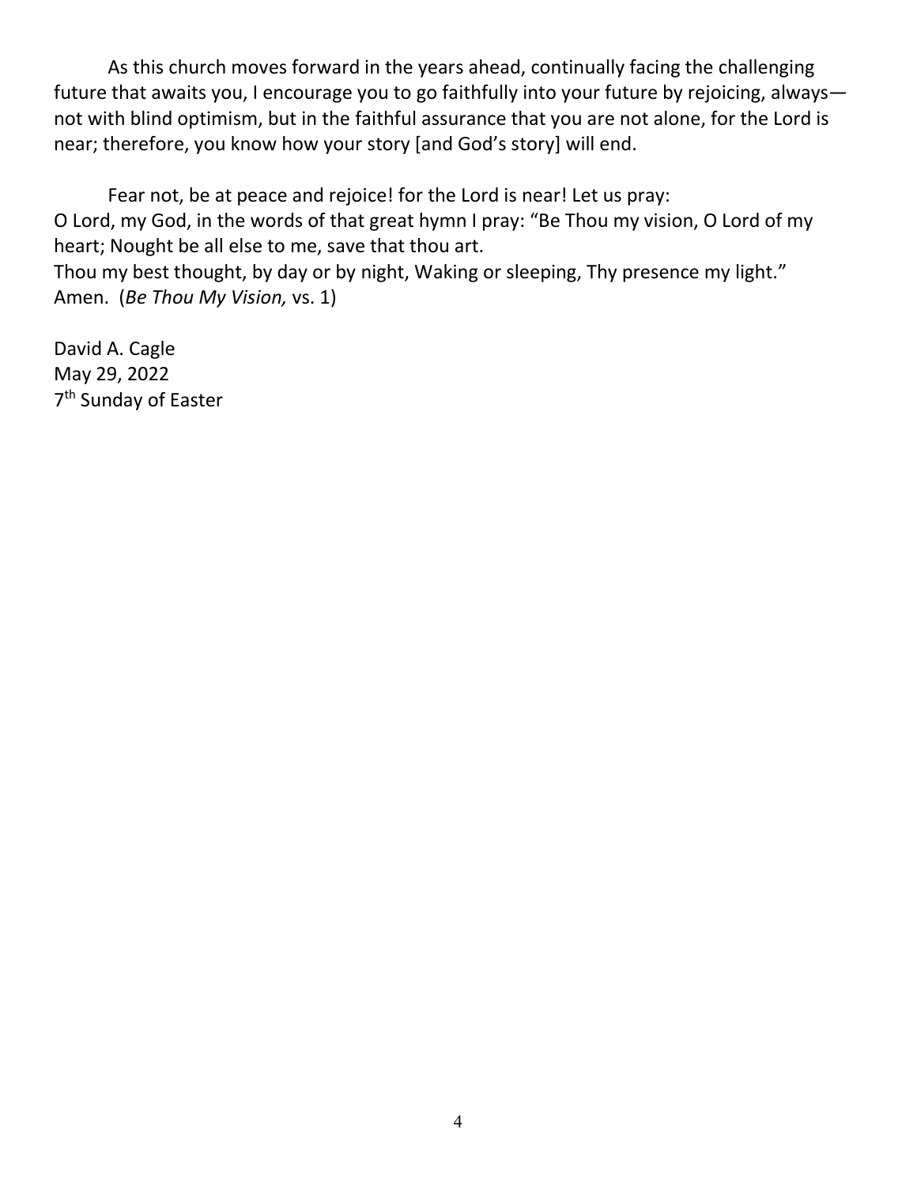As this church moves forward in the years ahead, continually facing the challenging future that awaits you, I encourage you to go faithfully into your future by rejoicing, always—not with blind optimism, but in the faithful assurance that you are not alone, for the Lord is near; therefore, you know how your story [and God's story] will end.

Fear not, be at peace and rejoice! for the Lord is near! Let us pray:
O Lord, my God, in the words of that great hymn I pray: "Be Thou my vision, O Lord of my heart; Nought be all else to me, save that thou art.
Thou my best thought, by day or by night, Waking or sleeping, Thy presence my light."
Amen. (*Be Thou My Vision,* vs. 1)

David A. Cagle
May 29, 2022
7th Sunday of Easter